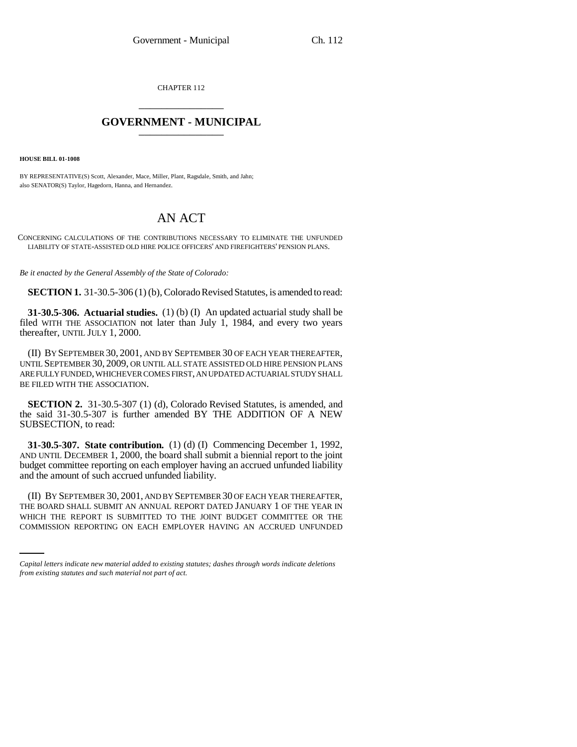CHAPTER 112

## GOVERNMENT - MUNICIPAL

**HOUSE BILL 01-1008**

BY REPRESENTATIVE(S) Scott, Alexander, Mace, Miller, Plant, Ragsdale, Smith, and Jahn;
also SENATOR(S) Taylor, Hagedorn, Hanna, and Hernandez.

# AN ACT

CONCERNING CALCULATIONS OF THE CONTRIBUTIONS NECESSARY TO ELIMINATE THE UNFUNDED LIABILITY OF STATE-ASSISTED OLD HIRE POLICE OFFICERS' AND FIREFIGHTERS' PENSION PLANS.

*Be it enacted by the General Assembly of the State of Colorado:*

**SECTION 1.** 31-30.5-306 (1) (b), Colorado Revised Statutes, is amended to read:

**31-30.5-306. Actuarial studies.** (1) (b) (I) An updated actuarial study shall be filed WITH THE ASSOCIATION not later than July 1, 1984, and every two years thereafter, UNTIL JULY 1, 2000.

(II) BY SEPTEMBER 30, 2001, AND BY SEPTEMBER 30 OF EACH YEAR THEREAFTER, UNTIL SEPTEMBER 30, 2009, OR UNTIL ALL STATE ASSISTED OLD HIRE PENSION PLANS ARE FULLY FUNDED, WHICHEVER COMES FIRST, AN UPDATED ACTUARIAL STUDY SHALL BE FILED WITH THE ASSOCIATION.

**SECTION 2.** 31-30.5-307 (1) (d), Colorado Revised Statutes, is amended, and the said 31-30.5-307 is further amended BY THE ADDITION OF A NEW SUBSECTION, to read:

**31-30.5-307. State contribution.** (1) (d) (I) Commencing December 1, 1992, AND UNTIL DECEMBER 1, 2000, the board shall submit a biennial report to the joint budget committee reporting on each employer having an accrued unfunded liability and the amount of such accrued unfunded liability.

(II) BY SEPTEMBER 30, 2001, AND BY SEPTEMBER 30 OF EACH YEAR THEREAFTER, THE BOARD SHALL SUBMIT AN ANNUAL REPORT DATED JANUARY 1 OF THE YEAR IN WHICH THE REPORT IS SUBMITTED TO THE JOINT BUDGET COMMITTEE OR THE COMMISSION REPORTING ON EACH EMPLOYER HAVING AN ACCRUED UNFUNDED

*Capital letters indicate new material added to existing statutes; dashes through words indicate deletions from existing statutes and such material not part of act.*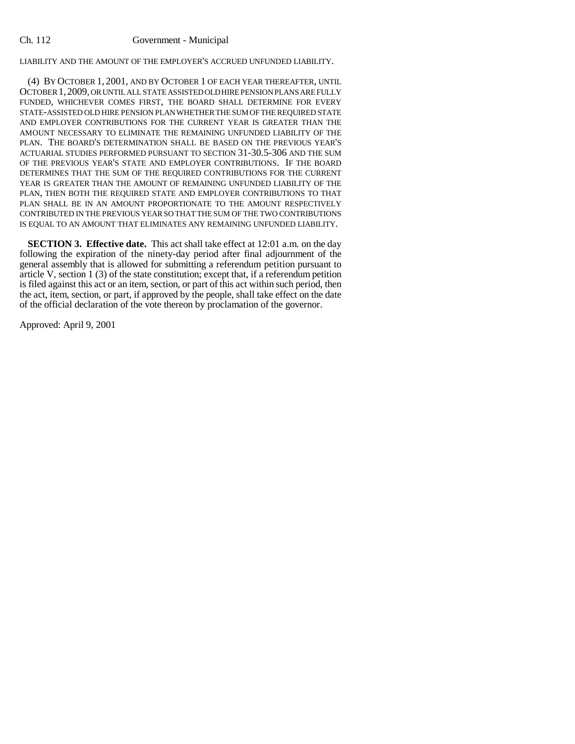LIABILITY AND THE AMOUNT OF THE EMPLOYER'S ACCRUED UNFUNDED LIABILITY.

(4) BY OCTOBER 1, 2001, AND BY OCTOBER 1 OF EACH YEAR THEREAFTER, UNTIL OCTOBER 1, 2009, OR UNTIL ALL STATE ASSISTED OLD HIRE PENSION PLANS ARE FULLY FUNDED, WHICHEVER COMES FIRST, THE BOARD SHALL DETERMINE FOR EVERY STATE-ASSISTED OLD HIRE PENSION PLAN WHETHER THE SUM OF THE REQUIRED STATE AND EMPLOYER CONTRIBUTIONS FOR THE CURRENT YEAR IS GREATER THAN THE AMOUNT NECESSARY TO ELIMINATE THE REMAINING UNFUNDED LIABILITY OF THE PLAN. THE BOARD'S DETERMINATION SHALL BE BASED ON THE PREVIOUS YEAR'S ACTUARIAL STUDIES PERFORMED PURSUANT TO SECTION 31-30.5-306 AND THE SUM OF THE PREVIOUS YEAR'S STATE AND EMPLOYER CONTRIBUTIONS. IF THE BOARD DETERMINES THAT THE SUM OF THE REQUIRED CONTRIBUTIONS FOR THE CURRENT YEAR IS GREATER THAN THE AMOUNT OF REMAINING UNFUNDED LIABILITY OF THE PLAN, THEN BOTH THE REQUIRED STATE AND EMPLOYER CONTRIBUTIONS TO THAT PLAN SHALL BE IN AN AMOUNT PROPORTIONATE TO THE AMOUNT RESPECTIVELY CONTRIBUTED IN THE PREVIOUS YEAR SO THAT THE SUM OF THE TWO CONTRIBUTIONS IS EQUAL TO AN AMOUNT THAT ELIMINATES ANY REMAINING UNFUNDED LIABILITY.

**SECTION 3. Effective date.** This act shall take effect at 12:01 a.m. on the day following the expiration of the ninety-day period after final adjournment of the general assembly that is allowed for submitting a referendum petition pursuant to article V, section 1 (3) of the state constitution; except that, if a referendum petition is filed against this act or an item, section, or part of this act within such period, then the act, item, section, or part, if approved by the people, shall take effect on the date of the official declaration of the vote thereon by proclamation of the governor.

Approved: April 9, 2001